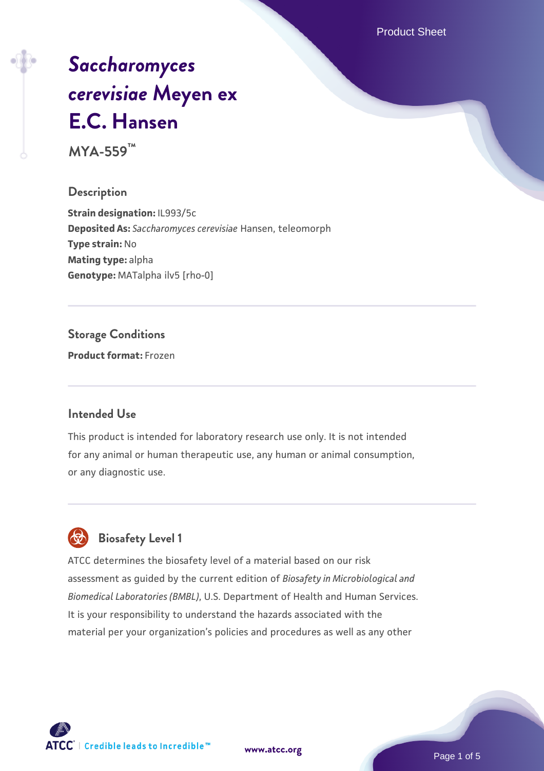# *Saccharomyces cerevisiae* Meyen ex E.C. Hansen

**MYA-559™**

## Description

**Strain designation:** IL993/5c
**Deposited As:** *Saccharomyces cerevisiae* Hansen, teleomorph
**Type strain:** No
**Mating type:** alpha
**Genotype:** MATalpha ilv5 [rho-0]

## Storage Conditions

**Product format:** Frozen

## Intended Use

This product is intended for laboratory research use only. It is not intended for any animal or human therapeutic use, any human or animal consumption, or any diagnostic use.

## Biosafety Level 1

ATCC determines the biosafety level of a material based on our risk assessment as guided by the current edition of *Biosafety in Microbiological and Biomedical Laboratories (BMBL)*, U.S. Department of Health and Human Services. It is your responsibility to understand the hazards associated with the material per your organization's policies and procedures as well as any other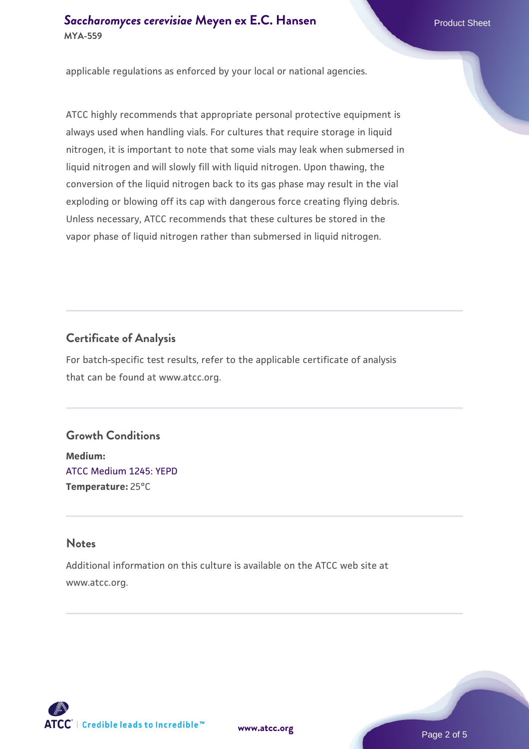applicable regulations as enforced by your local or national agencies.

ATCC highly recommends that appropriate personal protective equipment is always used when handling vials. For cultures that require storage in liquid nitrogen, it is important to note that some vials may leak when submersed in liquid nitrogen and will slowly fill with liquid nitrogen. Upon thawing, the conversion of the liquid nitrogen back to its gas phase may result in the vial exploding or blowing off its cap with dangerous force creating flying debris. Unless necessary, ATCC recommends that these cultures be stored in the vapor phase of liquid nitrogen rather than submersed in liquid nitrogen.

## Certificate of Analysis

For batch-specific test results, refer to the applicable certificate of analysis that can be found at www.atcc.org.

## Growth Conditions

**Medium:**
ATCC Medium 1245: YEPD
**Temperature:** 25°C

## Notes

Additional information on this culture is available on the ATCC web site at www.atcc.org.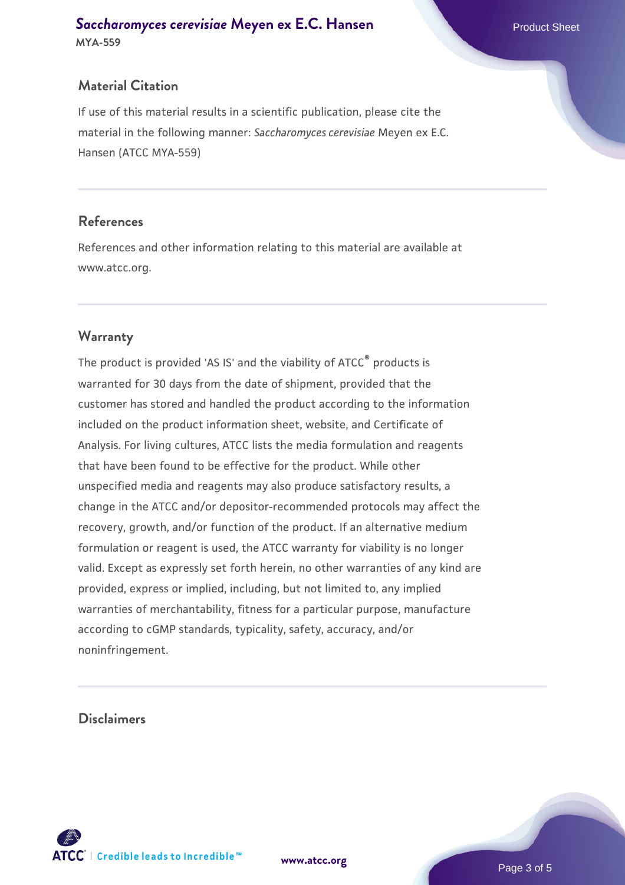## Material Citation

If use of this material results in a scientific publication, please cite the material in the following manner: *Saccharomyces cerevisiae* Meyen ex E.C. Hansen (ATCC MYA-559)

## References

References and other information relating to this material are available at www.atcc.org.

## Warranty

The product is provided 'AS IS' and the viability of ATCC® products is warranted for 30 days from the date of shipment, provided that the customer has stored and handled the product according to the information included on the product information sheet, website, and Certificate of Analysis. For living cultures, ATCC lists the media formulation and reagents that have been found to be effective for the product. While other unspecified media and reagents may also produce satisfactory results, a change in the ATCC and/or depositor-recommended protocols may affect the recovery, growth, and/or function of the product. If an alternative medium formulation or reagent is used, the ATCC warranty for viability is no longer valid. Except as expressly set forth herein, no other warranties of any kind are provided, express or implied, including, but not limited to, any implied warranties of merchantability, fitness for a particular purpose, manufacture according to cGMP standards, typicality, safety, accuracy, and/or noninfringement.

## Disclaimers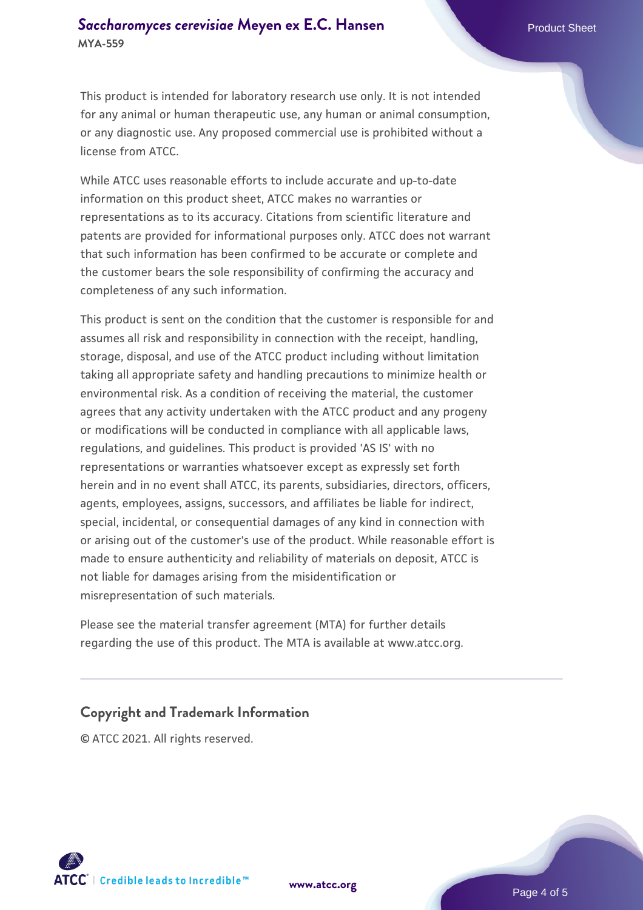This product is intended for laboratory research use only. It is not intended for any animal or human therapeutic use, any human or animal consumption, or any diagnostic use. Any proposed commercial use is prohibited without a license from ATCC.

While ATCC uses reasonable efforts to include accurate and up-to-date information on this product sheet, ATCC makes no warranties or representations as to its accuracy. Citations from scientific literature and patents are provided for informational purposes only. ATCC does not warrant that such information has been confirmed to be accurate or complete and the customer bears the sole responsibility of confirming the accuracy and completeness of any such information.

This product is sent on the condition that the customer is responsible for and assumes all risk and responsibility in connection with the receipt, handling, storage, disposal, and use of the ATCC product including without limitation taking all appropriate safety and handling precautions to minimize health or environmental risk. As a condition of receiving the material, the customer agrees that any activity undertaken with the ATCC product and any progeny or modifications will be conducted in compliance with all applicable laws, regulations, and guidelines. This product is provided 'AS IS' with no representations or warranties whatsoever except as expressly set forth herein and in no event shall ATCC, its parents, subsidiaries, directors, officers, agents, employees, assigns, successors, and affiliates be liable for indirect, special, incidental, or consequential damages of any kind in connection with or arising out of the customer's use of the product. While reasonable effort is made to ensure authenticity and reliability of materials on deposit, ATCC is not liable for damages arising from the misidentification or misrepresentation of such materials.

Please see the material transfer agreement (MTA) for further details regarding the use of this product. The MTA is available at www.atcc.org.

## Copyright and Trademark Information

© ATCC 2021. All rights reserved.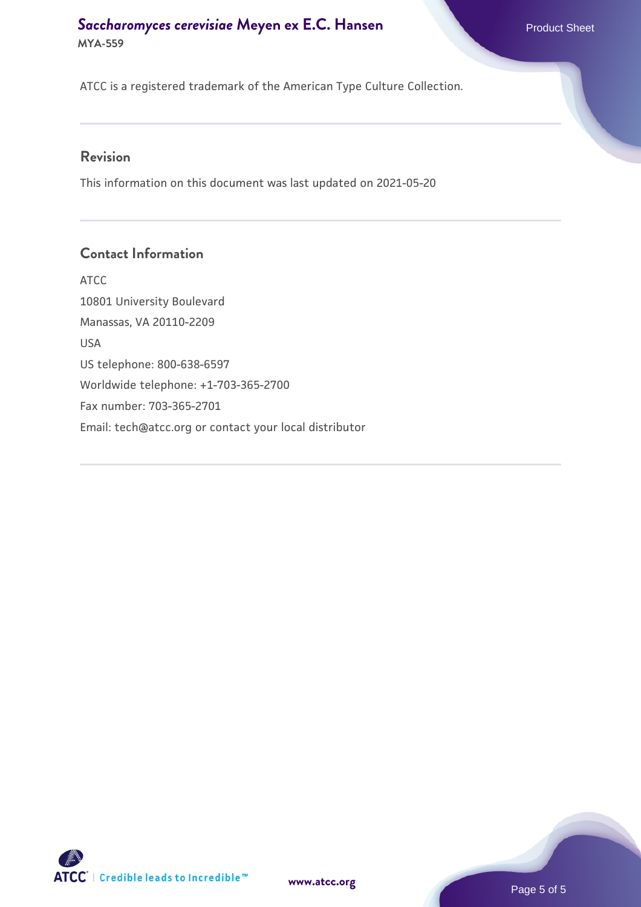ATCC is a registered trademark of the American Type Culture Collection.

## Revision

This information on this document was last updated on 2021-05-20

## Contact Information

ATCC
10801 University Boulevard
Manassas, VA 20110-2209
USA
US telephone: 800-638-6597
Worldwide telephone: +1-703-365-2700
Fax number: 703-365-2701
Email: tech@atcc.org or contact your local distributor